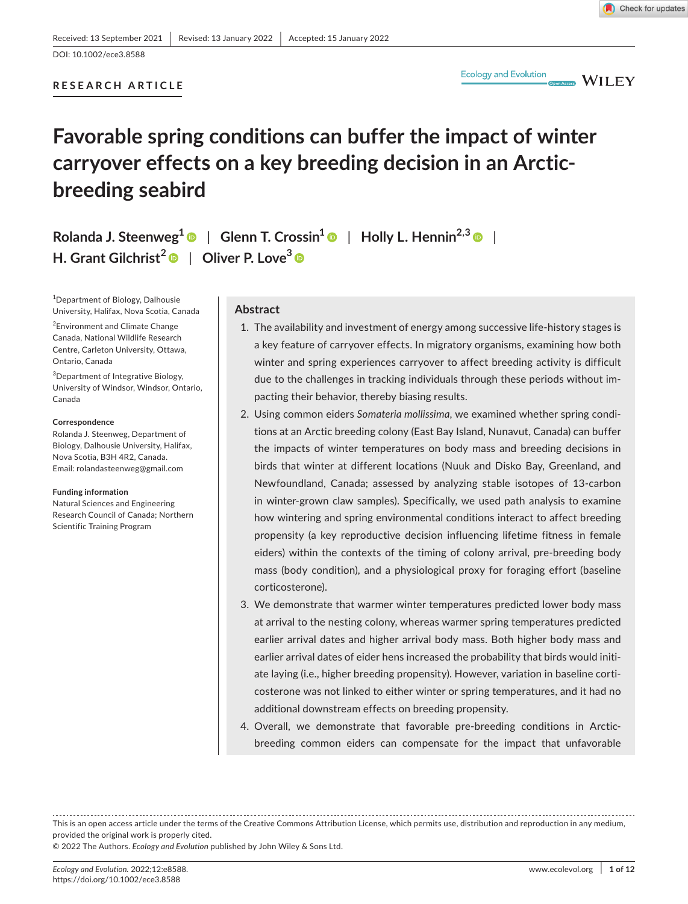Received: 13 September 2021 | Revised: 13 January 2022 | Accepted: 15 January 2022

DOI: 10.1002/ece3.8588

RESEARCH ARTICLE

# Favorable spring conditions can buffer the impact of winter carryover effects on a key breeding decision in an Arctic-breeding seabird

Rolanda J. Steenweg[1] | Glenn T. Crossin[1] | Holly L. Hennin[2,3] | H. Grant Gilchrist[2] | Oliver P. Love[3]

[1]Department of Biology, Dalhousie University, Halifax, Nova Scotia, Canada

[2]Environment and Climate Change Canada, National Wildlife Research Centre, Carleton University, Ottawa, Ontario, Canada

[3]Department of Integrative Biology, University of Windsor, Windsor, Ontario, Canada

**Correspondence**

Rolanda J. Steenweg, Department of Biology, Dalhousie University, Halifax, Nova Scotia, B3H 4R2, Canada.
Email: rolandasteenweg@gmail.com

**Funding information**

Natural Sciences and Engineering Research Council of Canada; Northern Scientific Training Program

## Abstract

1. The availability and investment of energy among successive life-history stages is a key feature of carryover effects. In migratory organisms, examining how both winter and spring experiences carryover to affect breeding activity is difficult due to the challenges in tracking individuals through these periods without impacting their behavior, thereby biasing results.
2. Using common eiders *Somateria mollissima*, we examined whether spring conditions at an Arctic breeding colony (East Bay Island, Nunavut, Canada) can buffer the impacts of winter temperatures on body mass and breeding decisions in birds that winter at different locations (Nuuk and Disko Bay, Greenland, and Newfoundland, Canada; assessed by analyzing stable isotopes of 13-carbon in winter-grown claw samples). Specifically, we used path analysis to examine how wintering and spring environmental conditions interact to affect breeding propensity (a key reproductive decision influencing lifetime fitness in female eiders) within the contexts of the timing of colony arrival, pre-breeding body mass (body condition), and a physiological proxy for foraging effort (baseline corticosterone).
3. We demonstrate that warmer winter temperatures predicted lower body mass at arrival to the nesting colony, whereas warmer spring temperatures predicted earlier arrival dates and higher arrival body mass. Both higher body mass and earlier arrival dates of eider hens increased the probability that birds would initiate laying (i.e., higher breeding propensity). However, variation in baseline corticosterone was not linked to either winter or spring temperatures, and it had no additional downstream effects on breeding propensity.
4. Overall, we demonstrate that favorable pre-breeding conditions in Arctic-breeding common eiders can compensate for the impact that unfavorable

This is an open access article under the terms of the Creative Commons Attribution License, which permits use, distribution and reproduction in any medium, provided the original work is properly cited.

© 2022 The Authors. *Ecology and Evolution* published by John Wiley & Sons Ltd.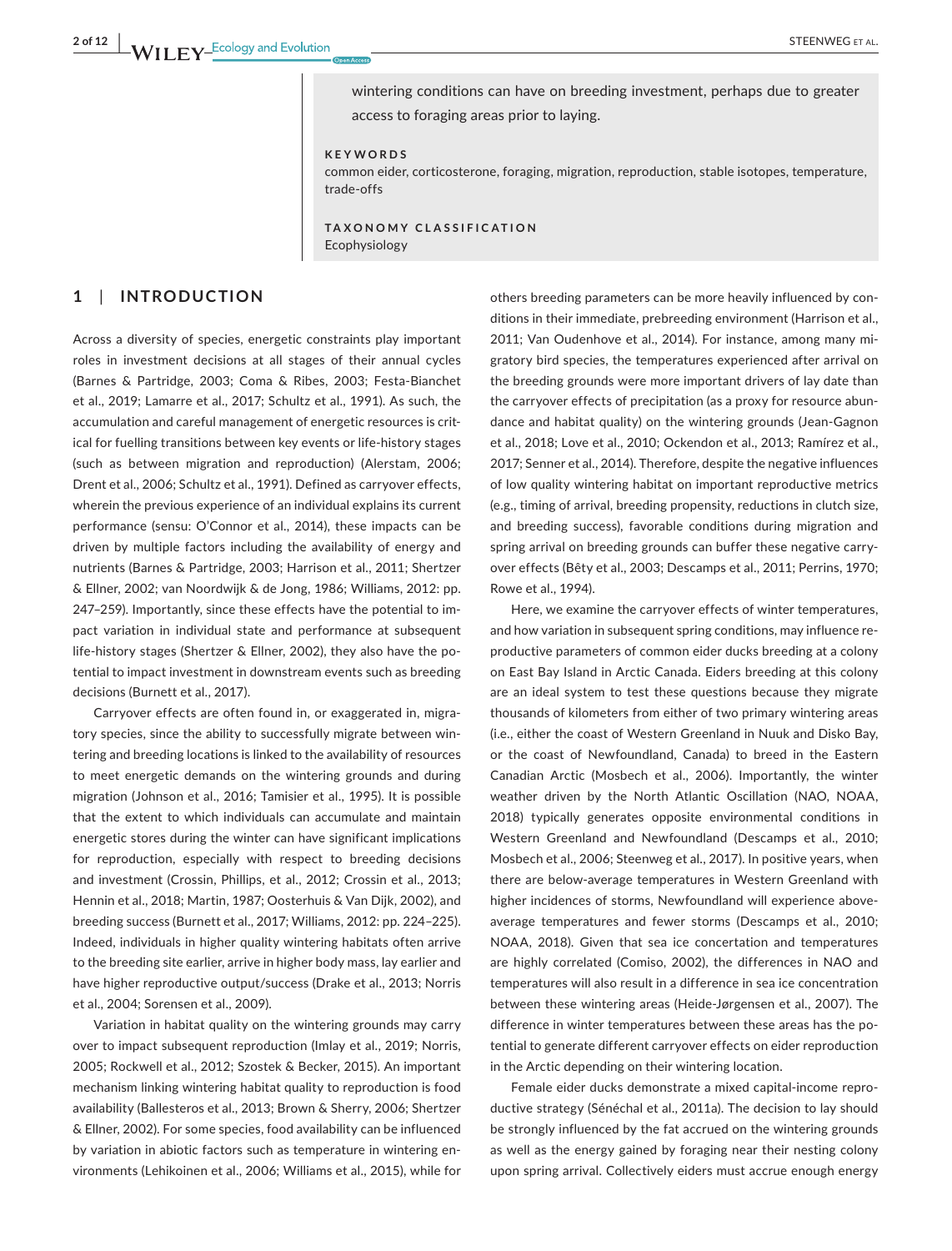wintering conditions can have on breeding investment, perhaps due to greater access to foraging areas prior to laying.

**KEYWORDS**

common eider, corticosterone, foraging, migration, reproduction, stable isotopes, temperature, trade-offs

**TAXONOMY CLASSIFICATION**

Ecophysiology

## 1 | INTRODUCTION

Across a diversity of species, energetic constraints play important roles in investment decisions at all stages of their annual cycles (Barnes & Partridge, 2003; Coma & Ribes, 2003; Festa-Bianchet et al., 2019; Lamarre et al., 2017; Schultz et al., 1991). As such, the accumulation and careful management of energetic resources is critical for fuelling transitions between key events or life-history stages (such as between migration and reproduction) (Alerstam, 2006; Drent et al., 2006; Schultz et al., 1991). Defined as carryover effects, wherein the previous experience of an individual explains its current performance (sensu: O'Connor et al., 2014), these impacts can be driven by multiple factors including the availability of energy and nutrients (Barnes & Partridge, 2003; Harrison et al., 2011; Shertzer & Ellner, 2002; van Noordwijk & de Jong, 1986; Williams, 2012: pp. 247–259). Importantly, since these effects have the potential to impact variation in individual state and performance at subsequent life-history stages (Shertzer & Ellner, 2002), they also have the potential to impact investment in downstream events such as breeding decisions (Burnett et al., 2017).

Carryover effects are often found in, or exaggerated in, migratory species, since the ability to successfully migrate between wintering and breeding locations is linked to the availability of resources to meet energetic demands on the wintering grounds and during migration (Johnson et al., 2016; Tamisier et al., 1995). It is possible that the extent to which individuals can accumulate and maintain energetic stores during the winter can have significant implications for reproduction, especially with respect to breeding decisions and investment (Crossin, Phillips, et al., 2012; Crossin et al., 2013; Hennin et al., 2018; Martin, 1987; Oosterhuis & Van Dijk, 2002), and breeding success (Burnett et al., 2017; Williams, 2012: pp. 224–225). Indeed, individuals in higher quality wintering habitats often arrive to the breeding site earlier, arrive in higher body mass, lay earlier and have higher reproductive output/success (Drake et al., 2013; Norris et al., 2004; Sorensen et al., 2009).

Variation in habitat quality on the wintering grounds may carry over to impact subsequent reproduction (Imlay et al., 2019; Norris, 2005; Rockwell et al., 2012; Szostek & Becker, 2015). An important mechanism linking wintering habitat quality to reproduction is food availability (Ballesteros et al., 2013; Brown & Sherry, 2006; Shertzer & Ellner, 2002). For some species, food availability can be influenced by variation in abiotic factors such as temperature in wintering environments (Lehikoinen et al., 2006; Williams et al., 2015), while for others breeding parameters can be more heavily influenced by conditions in their immediate, prebreeding environment (Harrison et al., 2011; Van Oudenhove et al., 2014). For instance, among many migratory bird species, the temperatures experienced after arrival on the breeding grounds were more important drivers of lay date than the carryover effects of precipitation (as a proxy for resource abundance and habitat quality) on the wintering grounds (Jean-Gagnon et al., 2018; Love et al., 2010; Ockendon et al., 2013; Ramírez et al., 2017; Senner et al., 2014). Therefore, despite the negative influences of low quality wintering habitat on important reproductive metrics (e.g., timing of arrival, breeding propensity, reductions in clutch size, and breeding success), favorable conditions during migration and spring arrival on breeding grounds can buffer these negative carryover effects (Bêty et al., 2003; Descamps et al., 2011; Perrins, 1970; Rowe et al., 1994).

Here, we examine the carryover effects of winter temperatures, and how variation in subsequent spring conditions, may influence reproductive parameters of common eider ducks breeding at a colony on East Bay Island in Arctic Canada. Eiders breeding at this colony are an ideal system to test these questions because they migrate thousands of kilometers from either of two primary wintering areas (i.e., either the coast of Western Greenland in Nuuk and Disko Bay, or the coast of Newfoundland, Canada) to breed in the Eastern Canadian Arctic (Mosbech et al., 2006). Importantly, the winter weather driven by the North Atlantic Oscillation (NAO, NOAA, 2018) typically generates opposite environmental conditions in Western Greenland and Newfoundland (Descamps et al., 2010; Mosbech et al., 2006; Steenweg et al., 2017). In positive years, when there are below-average temperatures in Western Greenland with higher incidences of storms, Newfoundland will experience above-average temperatures and fewer storms (Descamps et al., 2010; NOAA, 2018). Given that sea ice concentation and temperatures are highly correlated (Comiso, 2002), the differences in NAO and temperatures will also result in a difference in sea ice concentration between these wintering areas (Heide-Jørgensen et al., 2007). The difference in winter temperatures between these areas has the potential to generate different carryover effects on eider reproduction in the Arctic depending on their wintering location.

Female eider ducks demonstrate a mixed capital-income reproductive strategy (Sénéchal et al., 2011a). The decision to lay should be strongly influenced by the fat accrued on the wintering grounds as well as the energy gained by foraging near their nesting colony upon spring arrival. Collectively eiders must accrue enough energy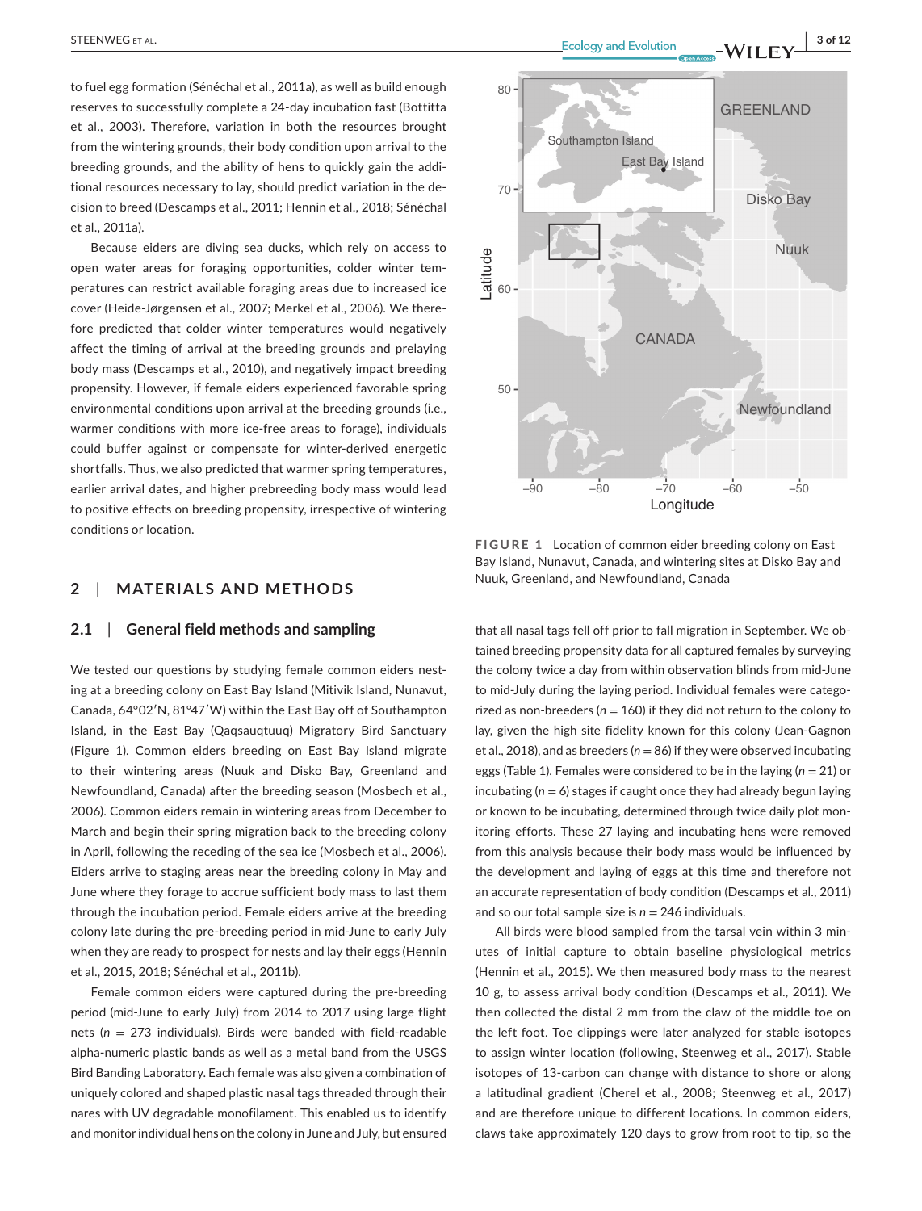to fuel egg formation (Sénéchal et al., 2011a), as well as build enough reserves to successfully complete a 24-day incubation fast (Bottitta et al., 2003). Therefore, variation in both the resources brought from the wintering grounds, their body condition upon arrival to the breeding grounds, and the ability of hens to quickly gain the additional resources necessary to lay, should predict variation in the decision to breed (Descamps et al., 2011; Hennin et al., 2018; Sénéchal et al., 2011a).

Because eiders are diving sea ducks, which rely on access to open water areas for foraging opportunities, colder winter temperatures can restrict available foraging areas due to increased ice cover (Heide-Jørgensen et al., 2007; Merkel et al., 2006). We therefore predicted that colder winter temperatures would negatively affect the timing of arrival at the breeding grounds and prelaying body mass (Descamps et al., 2010), and negatively impact breeding propensity. However, if female eiders experienced favorable spring environmental conditions upon arrival at the breeding grounds (i.e., warmer conditions with more ice-free areas to forage), individuals could buffer against or compensate for winter-derived energetic shortfalls. Thus, we also predicted that warmer spring temperatures, earlier arrival dates, and higher prebreeding body mass would lead to positive effects on breeding propensity, irrespective of wintering conditions or location.

FIGURE 1 Location of common eider breeding colony on East Bay Island, Nunavut, Canada, and wintering sites at Disko Bay and Nuuk, Greenland, and Newfoundland, Canada

## 2 | MATERIALS AND METHODS

### 2.1 | General field methods and sampling

We tested our questions by studying female common eiders nesting at a breeding colony on East Bay Island (Mitivik Island, Nunavut, Canada, 64°02′N, 81°47′W) within the East Bay off of Southampton Island, in the East Bay (Qaqsauqtuuq) Migratory Bird Sanctuary (Figure 1). Common eiders breeding on East Bay Island migrate to their wintering areas (Nuuk and Disko Bay, Greenland and Newfoundland, Canada) after the breeding season (Mosbech et al., 2006). Common eiders remain in wintering areas from December to March and begin their spring migration back to the breeding colony in April, following the receding of the sea ice (Mosbech et al., 2006). Eiders arrive to staging areas near the breeding colony in May and June where they forage to accrue sufficient body mass to last them through the incubation period. Female eiders arrive at the breeding colony late during the pre-breeding period in mid-June to early July when they are ready to prospect for nests and lay their eggs (Hennin et al., 2015, 2018; Sénéchal et al., 2011b).

Female common eiders were captured during the pre-breeding period (mid-June to early July) from 2014 to 2017 using large flight nets ($n$ = 273 individuals). Birds were banded with field-readable alpha-numeric plastic bands as well as a metal band from the USGS Bird Banding Laboratory. Each female was also given a combination of uniquely colored and shaped plastic nasal tags threaded through their nares with UV degradable monofilament. This enabled us to identify and monitor individual hens on the colony in June and July, but ensured that all nasal tags fell off prior to fall migration in September. We obtained breeding propensity data for all captured females by surveying the colony twice a day from within observation blinds from mid-June to mid-July during the laying period. Individual females were categorized as non-breeders ($n$ = 160) if they did not return to the colony to lay, given the high site fidelity known for this colony (Jean-Gagnon et al., 2018), and as breeders ($n$ = 86) if they were observed incubating eggs (Table 1). Females were considered to be in the laying ($n$ = 21) or incubating ($n$ = 6) stages if caught once they had already begun laying or known to be incubating, determined through twice daily plot monitoring efforts. These 27 laying and incubating hens were removed from this analysis because their body mass would be influenced by the development and laying of eggs at this time and therefore not an accurate representation of body condition (Descamps et al., 2011) and so our total sample size is $n$ = 246 individuals.

All birds were blood sampled from the tarsal vein within 3 minutes of initial capture to obtain baseline physiological metrics (Hennin et al., 2015). We then measured body mass to the nearest 10 g, to assess arrival body condition (Descamps et al., 2011). We then collected the distal 2 mm from the claw of the middle toe on the left foot. Toe clippings were later analyzed for stable isotopes to assign winter location (following, Steenweg et al., 2017). Stable isotopes of 13-carbon can change with distance to shore or along a latitudinal gradient (Cherel et al., 2008; Steenweg et al., 2017) and are therefore unique to different locations. In common eiders, claws take approximately 120 days to grow from root to tip, so the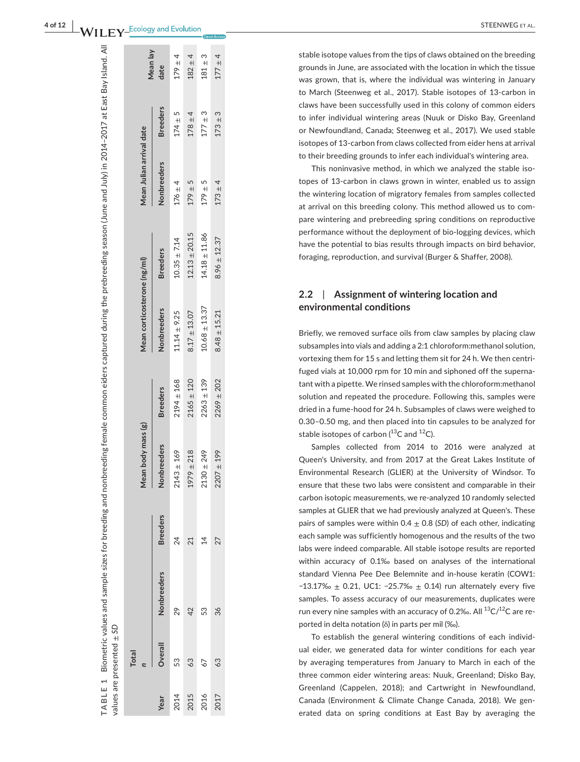**TABLE 1** Biometric values and sample sizes for breeding and nonbreeding female common eiders captured during the prebreeding season (June and July) in 2014–2017 at East Bay Island. All values are presented ± *SD*

| Year | Total *n* | | | Mean body mass (g) | | Mean corticosterone (ng/ml) | | Mean Julian arrival date | | Mean lay date |
|---|---|---|---|---|---|---|---|---|---|---|
| | Overall | Nonbreeders | Breeders | Nonbreeders | Breeders | Nonbreeders | Breeders | Nonbreeders | Breeders | |
| 2014 | 53 | 29 | 24 | 2143 ± 169 | 2194 ± 168 | 11.14 ± 9.25 | 10.35 ± 7.14 | 176 ± 4 | 174 ± 5 | 179 ± 4 |
| 2015 | 63 | 42 | 21 | 1979 ± 218 | 2165 ± 120 | 8.17 ± 13.07 | 12.13 ± 20.15 | 179 ± 5 | 178 ± 4 | 182 ± 4 |
| 2016 | 67 | 53 | 14 | 2130 ± 249 | 2263 ± 139 | 10.68 ± 13.37 | 14.18 ± 11.86 | 179 ± 5 | 177 ± 3 | 181 ± 3 |
| 2017 | 63 | 36 | 27 | 2207 ± 199 | 2269 ± 202 | 8.48 ± 15.21 | 8.96 ± 12.37 | 173 ± 4 | 173 ± 3 | 177 ± 4 |

stable isotope values from the tips of claws obtained on the breeding grounds in June, are associated with the location in which the tissue was grown, that is, where the individual was wintering in January to March (Steenweg et al., 2017). Stable isotopes of 13-carbon in claws have been successfully used in this colony of common eiders to infer individual wintering areas (Nuuk or Disko Bay, Greenland or Newfoundland, Canada; Steenweg et al., 2017). We used stable isotopes of 13-carbon from claws collected from eider hens at arrival to their breeding grounds to infer each individual's wintering area.

This noninvasive method, in which we analyzed the stable isotopes of 13-carbon in claws grown in winter, enabled us to assign the wintering location of migratory females from samples collected at arrival on this breeding colony. This method allowed us to compare wintering and prebreeding spring conditions on reproductive performance without the deployment of bio-logging devices, which have the potential to bias results through impacts on bird behavior, foraging, reproduction, and survival (Burger & Shaffer, 2008).

## 2.2 | Assignment of wintering location and environmental conditions

Briefly, we removed surface oils from claw samples by placing claw subsamples into vials and adding a 2:1 chloroform:methanol solution, vortexing them for 15 s and letting them sit for 24 h. We then centrifuged vials at 10,000 rpm for 10 min and siphoned off the supernatant with a pipette. We rinsed samples with the chloroform:methanol solution and repeated the procedure. Following this, samples were dried in a fume-hood for 24 h. Subsamples of claws were weighed to 0.30–0.50 mg, and then placed into tin capsules to be analyzed for stable isotopes of carbon ($^{13}C$ and $^{12}C$).

Samples collected from 2014 to 2016 were analyzed at Queen's University, and from 2017 at the Great Lakes Institute of Environmental Research (GLIER) at the University of Windsor. To ensure that these two labs were consistent and comparable in their carbon isotopic measurements, we re-analyzed 10 randomly selected samples at GLIER that we had previously analyzed at Queen's. These pairs of samples were within 0.4 ± 0.8 (*SD*) of each other, indicating each sample was sufficiently homogenous and the results of the two labs were indeed comparable. All stable isotope results are reported within accuracy of 0.1‰ based on analyses of the international standard Vienna Pee Dee Belemnite and in-house keratin (COW1: −13.17‰ ± 0.21, UC1: −25.7‰ ± 0.14) run alternately every five samples. To assess accuracy of our measurements, duplicates were run every nine samples with an accuracy of 0.2‰. All $^{13}C/^{12}C$ are reported in delta notation (δ) in parts per mil (‰).

To establish the general wintering conditions of each individual eider, we generated data for winter conditions for each year by averaging temperatures from January to March in each of the three common eider wintering areas: Nuuk, Greenland; Disko Bay, Greenland (Cappelen, 2018); and Cartwright in Newfoundland, Canada (Environment & Climate Change Canada, 2018). We generated data on spring conditions at East Bay by averaging the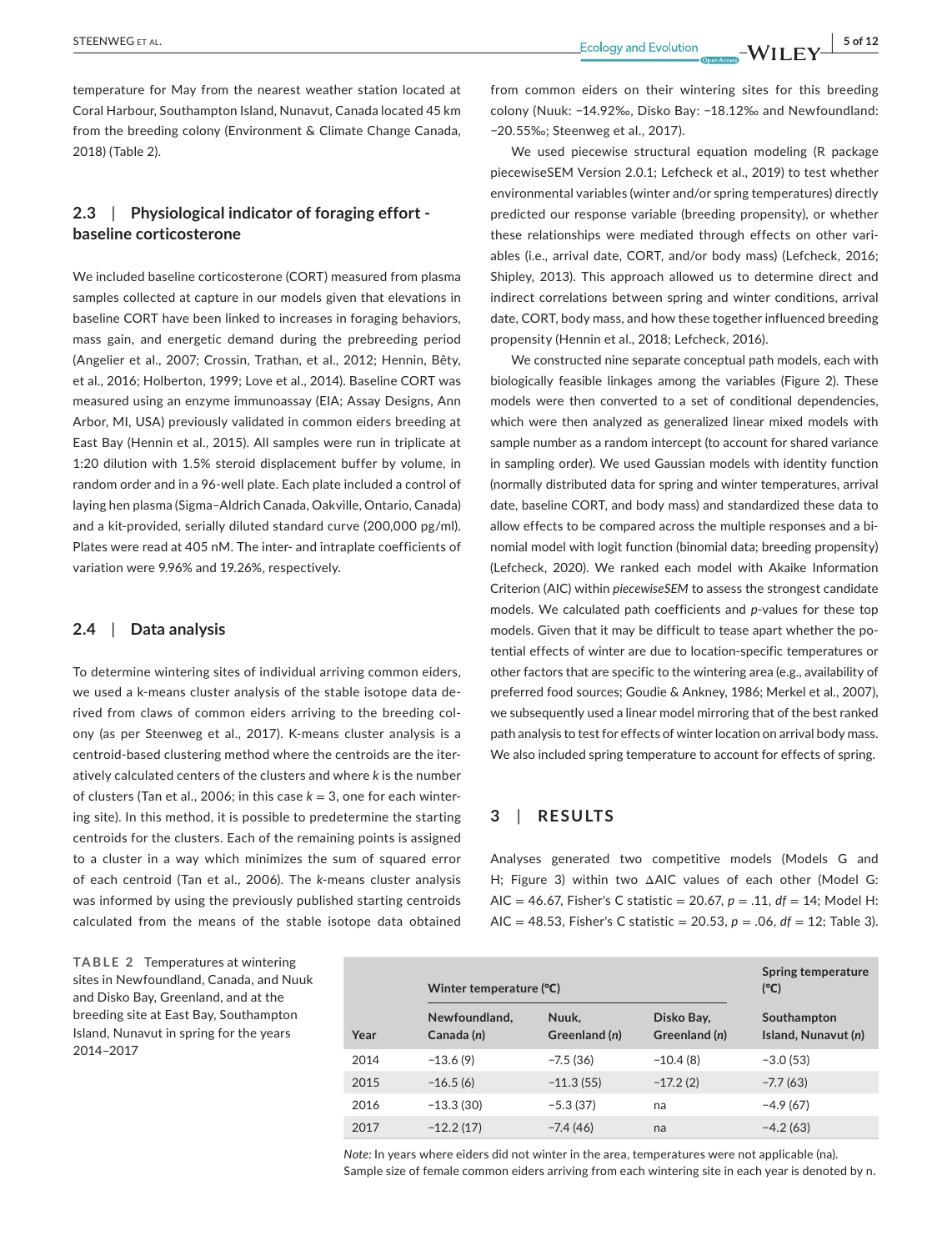temperature for May from the nearest weather station located at Coral Harbour, Southampton Island, Nunavut, Canada located 45 km from the breeding colony (Environment & Climate Change Canada, 2018) (Table 2).

## 2.3 | Physiological indicator of foraging effort - baseline corticosterone

We included baseline corticosterone (CORT) measured from plasma samples collected at capture in our models given that elevations in baseline CORT have been linked to increases in foraging behaviors, mass gain, and energetic demand during the prebreeding period (Angelier et al., 2007; Crossin, Trathan, et al., 2012; Hennin, Bêty, et al., 2016; Holberton, 1999; Love et al., 2014). Baseline CORT was measured using an enzyme immunoassay (EIA; Assay Designs, Ann Arbor, MI, USA) previously validated in common eiders breeding at East Bay (Hennin et al., 2015). All samples were run in triplicate at 1:20 dilution with 1.5% steroid displacement buffer by volume, in random order and in a 96-well plate. Each plate included a control of laying hen plasma (Sigma–Aldrich Canada, Oakville, Ontario, Canada) and a kit-provided, serially diluted standard curve (200,000 pg/ml). Plates were read at 405 nM. The inter- and intraplate coefficients of variation were 9.96% and 19.26%, respectively.

## 2.4 | Data analysis

To determine wintering sites of individual arriving common eiders, we used a k-means cluster analysis of the stable isotope data derived from claws of common eiders arriving to the breeding colony (as per Steenweg et al., 2017). K-means cluster analysis is a centroid-based clustering method where the centroids are the iteratively calculated centers of the clusters and where $k$ is the number of clusters (Tan et al., 2006; in this case $k = 3$, one for each wintering site). In this method, it is possible to predetermine the starting centroids for the clusters. Each of the remaining points is assigned to a cluster in a way which minimizes the sum of squared error of each centroid (Tan et al., 2006). The $k$-means cluster analysis was informed by using the previously published starting centroids calculated from the means of the stable isotope data obtained from common eiders on their wintering sites for this breeding colony (Nuuk: −14.92‰, Disko Bay: −18.12‰ and Newfoundland: −20.55‰; Steenweg et al., 2017).

We used piecewise structural equation modeling (R package piecewiseSEM Version 2.0.1; Lefcheck et al., 2019) to test whether environmental variables (winter and/or spring temperatures) directly predicted our response variable (breeding propensity), or whether these relationships were mediated through effects on other variables (i.e., arrival date, CORT, and/or body mass) (Lefcheck, 2016; Shipley, 2013). This approach allowed us to determine direct and indirect correlations between spring and winter conditions, arrival date, CORT, body mass, and how these together influenced breeding propensity (Hennin et al., 2018; Lefcheck, 2016).

We constructed nine separate conceptual path models, each with biologically feasible linkages among the variables (Figure 2). These models were then converted to a set of conditional dependencies, which were then analyzed as generalized linear mixed models with sample number as a random intercept (to account for shared variance in sampling order). We used Gaussian models with identity function (normally distributed data for spring and winter temperatures, arrival date, baseline CORT, and body mass) and standardized these data to allow effects to be compared across the multiple responses and a binomial model with logit function (binomial data; breeding propensity) (Lefcheck, 2020). We ranked each model with Akaike Information Criterion (AIC) within *piecewiseSEM* to assess the strongest candidate models. We calculated path coefficients and $p$-values for these top models. Given that it may be difficult to tease apart whether the potential effects of winter are due to location-specific temperatures or other factors that are specific to the wintering area (e.g., availability of preferred food sources; Goudie & Ankney, 1986; Merkel et al., 2007), we subsequently used a linear model mirroring that of the best ranked path analysis to test for effects of winter location on arrival body mass. We also included spring temperature to account for effects of spring.

# 3 | RESULTS

Analyses generated two competitive models (Models G and H; Figure 3) within two ΔAIC values of each other (Model G: AIC = 46.67, Fisher's C statistic = 20.67, $p = .11$, $df = 14$; Model H: AIC = 48.53, Fisher's C statistic = 20.53, $p = .06$, $df = 12$; Table 3).

**TABLE 2** Temperatures at wintering sites in Newfoundland, Canada, and Nuuk and Disko Bay, Greenland, and at the breeding site at East Bay, Southampton Island, Nunavut in spring for the years 2014–2017

| | Winter temperature (°C) | | | Spring temperature (°C) |
|---|---|---|---|---|
| Year | Newfoundland, Canada ($n$) | Nuuk, Greenland ($n$) | Disko Bay, Greenland ($n$) | Southampton Island, Nunavut ($n$) |
| 2014 | −13.6 (9) | −7.5 (36) | −10.4 (8) | −3.0 (53) |
| 2015 | −16.5 (6) | −11.3 (55) | −17.2 (2) | −7.7 (63) |
| 2016 | −13.3 (30) | −5.3 (37) | na | −4.9 (67) |
| 2017 | −12.2 (17) | −7.4 (46) | na | −4.2 (63) |

*Note:* In years where eiders did not winter in the area, temperatures were not applicable (na). Sample size of female common eiders arriving from each wintering site in each year is denoted by n.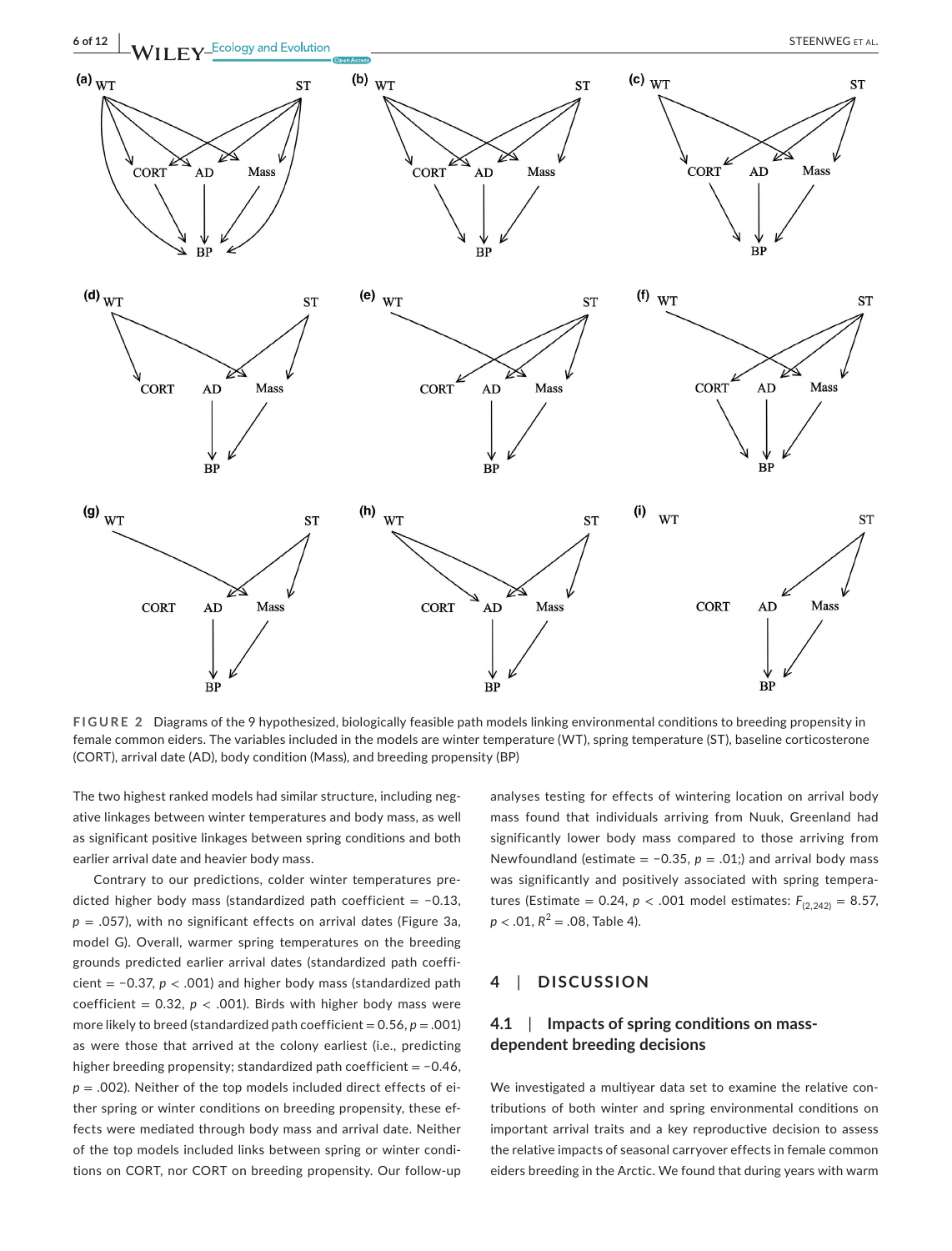FIGURE 2 Diagrams of the 9 hypothesized, biologically feasible path models linking environmental conditions to breeding propensity in female common eiders. The variables included in the models are winter temperature (WT), spring temperature (ST), baseline corticosterone (CORT), arrival date (AD), body condition (Mass), and breeding propensity (BP)

The two highest ranked models had similar structure, including negative linkages between winter temperatures and body mass, as well as significant positive linkages between spring conditions and both earlier arrival date and heavier body mass.

Contrary to our predictions, colder winter temperatures predicted higher body mass (standardized path coefficient = −0.13, $p = .057$), with no significant effects on arrival dates (Figure 3a, model G). Overall, warmer spring temperatures on the breeding grounds predicted earlier arrival dates (standardized path coefficient = −0.37, $p < .001$) and higher body mass (standardized path coefficient = 0.32, $p < .001$). Birds with higher body mass were more likely to breed (standardized path coefficient = 0.56, $p = .001$) as were those that arrived at the colony earliest (i.e., predicting higher breeding propensity; standardized path coefficient = −0.46, $p = .002$). Neither of the top models included direct effects of either spring or winter conditions on breeding propensity, these effects were mediated through body mass and arrival date. Neither of the top models included links between spring or winter conditions on CORT, nor CORT on breeding propensity. Our follow-up analyses testing for effects of wintering location on arrival body mass found that individuals arriving from Nuuk, Greenland had significantly lower body mass compared to those arriving from Newfoundland (estimate = −0.35, $p = .01$;) and arrival body mass was significantly and positively associated with spring temperatures (Estimate = 0.24, $p < .001$ model estimates: $F_{(2,242)} = 8.57$, $p < .01$, $R^2 = .08$, Table 4).

## 4 | DISCUSSION

### 4.1 | Impacts of spring conditions on mass-dependent breeding decisions

We investigated a multiyear data set to examine the relative contributions of both winter and spring environmental conditions on important arrival traits and a key reproductive decision to assess the relative impacts of seasonal carryover effects in female common eiders breeding in the Arctic. We found that during years with warm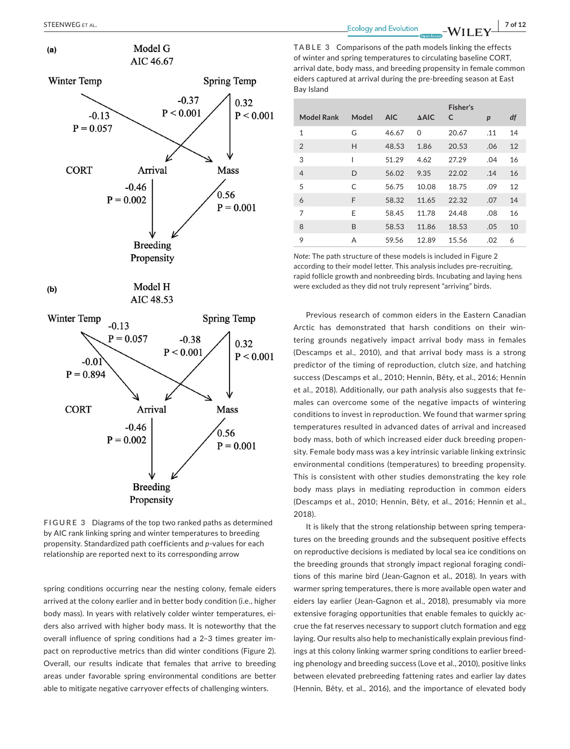**(a)**

Model G
AIC 46.67

Winter Temp — Spring Temp

Winter Temp → Mass: -0.13, P = 0.057
Spring Temp → Arrival: -0.37, P < 0.001
Spring Temp → Mass: 0.32, P < 0.001

CORT — Arrival — Mass

Arrival → Breeding Propensity: -0.46, P = 0.002
Mass → Breeding Propensity: 0.56, P = 0.001

Breeding Propensity

**(b)**

Model H
AIC 48.53

Winter Temp — Spring Temp

Winter Temp → Mass: -0.13, P = 0.057
Winter Temp → Arrival: -0.01, P = 0.894
Spring Temp → Arrival: -0.38, P < 0.001
Spring Temp → Mass: 0.32, P < 0.001

CORT — Arrival — Mass

Arrival → Breeding Propensity: -0.46, P = 0.002
Mass → Breeding Propensity: 0.56, P = 0.001

Breeding Propensity

FIGURE 3 Diagrams of the top two ranked paths as determined by AIC rank linking spring and winter temperatures to breeding propensity. Standardized path coefficients and *p*-values for each relationship are reported next to its corresponding arrow

spring conditions occurring near the nesting colony, female eiders arrived at the colony earlier and in better body condition (i.e., higher body mass). In years with relatively colder winter temperatures, eiders also arrived with higher body mass. It is noteworthy that the overall influence of spring conditions had a 2–3 times greater impact on reproductive metrics than did winter conditions (Figure 2). Overall, our results indicate that females that arrive to breeding areas under favorable spring environmental conditions are better able to mitigate negative carryover effects of challenging winters.

TABLE 3 Comparisons of the path models linking the effects of winter and spring temperatures to circulating baseline CORT, arrival date, body mass, and breeding propensity in female common eiders captured at arrival during the pre-breeding season at East Bay Island

| Model Rank | Model | AIC | ΔAIC | Fisher's C | *p* | *df* |
|---|---|---|---|---|---|---|
| 1 | G | 46.67 | 0 | 20.67 | .11 | 14 |
| 2 | H | 48.53 | 1.86 | 20.53 | .06 | 12 |
| 3 | I | 51.29 | 4.62 | 27.29 | .04 | 16 |
| 4 | D | 56.02 | 9.35 | 22.02 | .14 | 16 |
| 5 | C | 56.75 | 10.08 | 18.75 | .09 | 12 |
| 6 | F | 58.32 | 11.65 | 22.32 | .07 | 14 |
| 7 | E | 58.45 | 11.78 | 24.48 | .08 | 16 |
| 8 | B | 58.53 | 11.86 | 18.53 | .05 | 10 |
| 9 | A | 59.56 | 12.89 | 15.56 | .02 | 6 |

*Note:* The path structure of these models is included in Figure 2 according to their model letter. This analysis includes pre-recruiting, rapid follicle growth and nonbreeding birds. Incubating and laying hens were excluded as they did not truly represent "arriving" birds.

Previous research of common eiders in the Eastern Canadian Arctic has demonstrated that harsh conditions on their wintering grounds negatively impact arrival body mass in females (Descamps et al., 2010), and that arrival body mass is a strong predictor of the timing of reproduction, clutch size, and hatching success (Descamps et al., 2010; Hennin, Bêty, et al., 2016; Hennin et al., 2018). Additionally, our path analysis also suggests that females can overcome some of the negative impacts of wintering conditions to invest in reproduction. We found that warmer spring temperatures resulted in advanced dates of arrival and increased body mass, both of which increased eider duck breeding propensity. Female body mass was a key intrinsic variable linking extrinsic environmental conditions (temperatures) to breeding propensity. This is consistent with other studies demonstrating the key role body mass plays in mediating reproduction in common eiders (Descamps et al., 2010; Hennin, Bêty, et al., 2016; Hennin et al., 2018).

It is likely that the strong relationship between spring temperatures on the breeding grounds and the subsequent positive effects on reproductive decisions is mediated by local sea ice conditions on the breeding grounds that strongly impact regional foraging conditions of this marine bird (Jean-Gagnon et al., 2018). In years with warmer spring temperatures, there is more available open water and eiders lay earlier (Jean-Gagnon et al., 2018), presumably via more extensive foraging opportunities that enable females to quickly accrue the fat reserves necessary to support clutch formation and egg laying. Our results also help to mechanistically explain previous findings at this colony linking warmer spring conditions to earlier breeding phenology and breeding success (Love et al., 2010), positive links between elevated prebreeding fattening rates and earlier lay dates (Hennin, Bêty, et al., 2016), and the importance of elevated body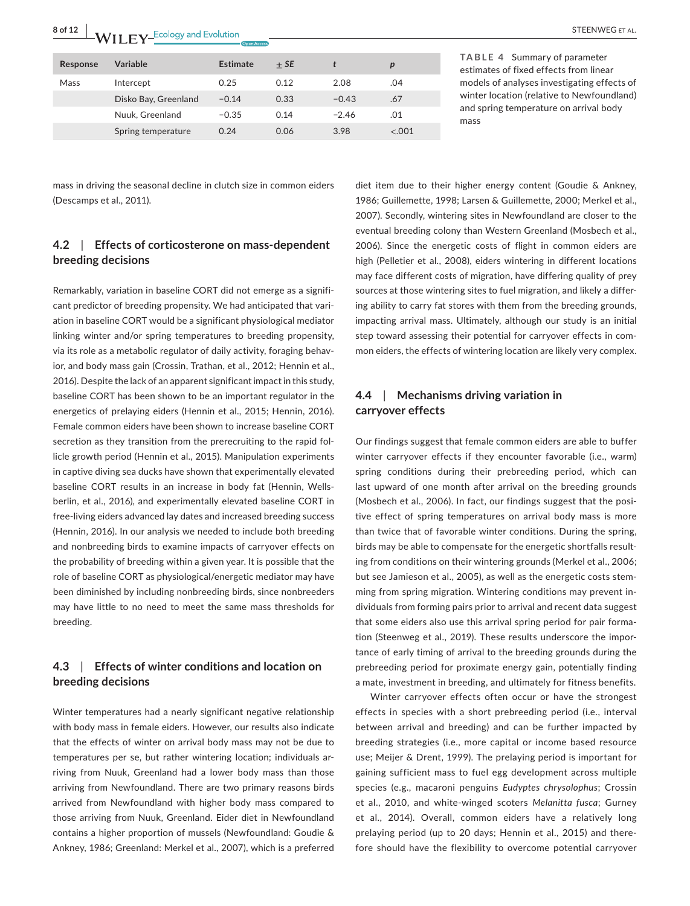| Response | Variable | Estimate | ± SE | t | p |
|---|---|---|---|---|---|
| Mass | Intercept | 0.25 | 0.12 | 2.08 | .04 |
| | Disko Bay, Greenland | −0.14 | 0.33 | −0.43 | .67 |
| | Nuuk, Greenland | −0.35 | 0.14 | −2.46 | .01 |
| | Spring temperature | 0.24 | 0.06 | 3.98 | <.001 |

**TABLE 4** Summary of parameter estimates of fixed effects from linear models of analyses investigating effects of winter location (relative to Newfoundland) and spring temperature on arrival body mass

mass in driving the seasonal decline in clutch size in common eiders (Descamps et al., 2011).

### 4.2 | Effects of corticosterone on mass-dependent breeding decisions

Remarkably, variation in baseline CORT did not emerge as a significant predictor of breeding propensity. We had anticipated that variation in baseline CORT would be a significant physiological mediator linking winter and/or spring temperatures to breeding propensity, via its role as a metabolic regulator of daily activity, foraging behavior, and body mass gain (Crossin, Trathan, et al., 2012; Hennin et al., 2016). Despite the lack of an apparent significant impact in this study, baseline CORT has been shown to be an important regulator in the energetics of prelaying eiders (Hennin et al., 2015; Hennin, 2016). Female common eiders have been shown to increase baseline CORT secretion as they transition from the prerecruiting to the rapid follicle growth period (Hennin et al., 2015). Manipulation experiments in captive diving sea ducks have shown that experimentally elevated baseline CORT results in an increase in body fat (Hennin, Wellsberlin, et al., 2016), and experimentally elevated baseline CORT in free-living eiders advanced lay dates and increased breeding success (Hennin, 2016). In our analysis we needed to include both breeding and nonbreeding birds to examine impacts of carryover effects on the probability of breeding within a given year. It is possible that the role of baseline CORT as physiological/energetic mediator may have been diminished by including nonbreeding birds, since nonbreeders may have little to no need to meet the same mass thresholds for breeding.

### 4.3 | Effects of winter conditions and location on breeding decisions

Winter temperatures had a nearly significant negative relationship with body mass in female eiders. However, our results also indicate that the effects of winter on arrival body mass may not be due to temperatures per se, but rather wintering location; individuals arriving from Nuuk, Greenland had a lower body mass than those arriving from Newfoundland. There are two primary reasons birds arrived from Newfoundland with higher body mass compared to those arriving from Nuuk, Greenland. Eider diet in Newfoundland contains a higher proportion of mussels (Newfoundland: Goudie & Ankney, 1986; Greenland: Merkel et al., 2007), which is a preferred diet item due to their higher energy content (Goudie & Ankney, 1986; Guillemette, 1998; Larsen & Guillemette, 2000; Merkel et al., 2007). Secondly, wintering sites in Newfoundland are closer to the eventual breeding colony than Western Greenland (Mosbech et al., 2006). Since the energetic costs of flight in common eiders are high (Pelletier et al., 2008), eiders wintering in different locations may face different costs of migration, have differing quality of prey sources at those wintering sites to fuel migration, and likely a differing ability to carry fat stores with them from the breeding grounds, impacting arrival mass. Ultimately, although our study is an initial step toward assessing their potential for carryover effects in common eiders, the effects of wintering location are likely very complex.

### 4.4 | Mechanisms driving variation in carryover effects

Our findings suggest that female common eiders are able to buffer winter carryover effects if they encounter favorable (i.e., warm) spring conditions during their prebreeding period, which can last upward of one month after arrival on the breeding grounds (Mosbech et al., 2006). In fact, our findings suggest that the positive effect of spring temperatures on arrival body mass is more than twice that of favorable winter conditions. During the spring, birds may be able to compensate for the energetic shortfalls resulting from conditions on their wintering grounds (Merkel et al., 2006; but see Jamieson et al., 2005), as well as the energetic costs stemming from spring migration. Wintering conditions may prevent individuals from forming pairs prior to arrival and recent data suggest that some eiders also use this arrival spring period for pair formation (Steenweg et al., 2019). These results underscore the importance of early timing of arrival to the breeding grounds during the prebreeding period for proximate energy gain, potentially finding a mate, investment in breeding, and ultimately for fitness benefits.

Winter carryover effects often occur or have the strongest effects in species with a short prebreeding period (i.e., interval between arrival and breeding) and can be further impacted by breeding strategies (i.e., more capital or income based resource use; Meijer & Drent, 1999). The prelaying period is important for gaining sufficient mass to fuel egg development across multiple species (e.g., macaroni penguins *Eudyptes chrysolophus*; Crossin et al., 2010, and white-winged scoters *Melanitta fusca*; Gurney et al., 2014). Overall, common eiders have a relatively long prelaying period (up to 20 days; Hennin et al., 2015) and therefore should have the flexibility to overcome potential carryover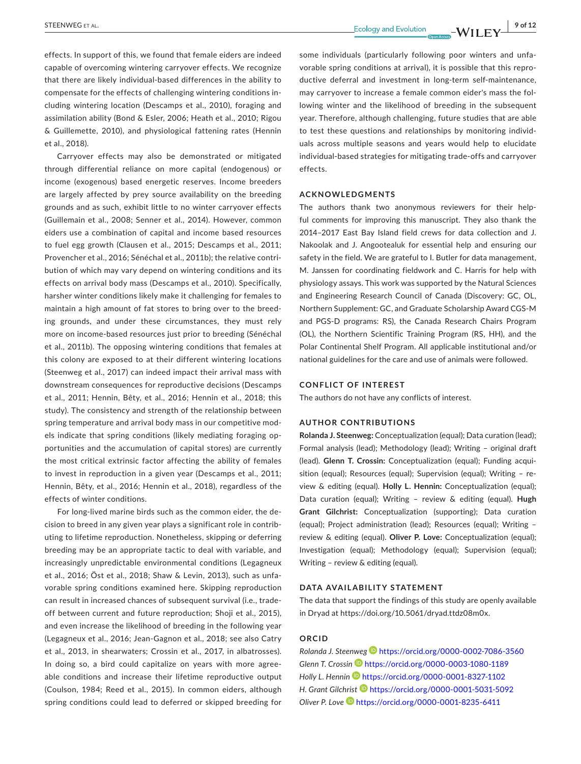effects. In support of this, we found that female eiders are indeed capable of overcoming wintering carryover effects. We recognize that there are likely individual-based differences in the ability to compensate for the effects of challenging wintering conditions including wintering location (Descamps et al., 2010), foraging and assimilation ability (Bond & Esler, 2006; Heath et al., 2010; Rigou & Guillemette, 2010), and physiological fattening rates (Hennin et al., 2018).

Carryover effects may also be demonstrated or mitigated through differential reliance on more capital (endogenous) or income (exogenous) based energetic reserves. Income breeders are largely affected by prey source availability on the breeding grounds and as such, exhibit little to no winter carryover effects (Guillemain et al., 2008; Senner et al., 2014). However, common eiders use a combination of capital and income based resources to fuel egg growth (Clausen et al., 2015; Descamps et al., 2011; Provencher et al., 2016; Sénéchal et al., 2011b); the relative contribution of which may vary depend on wintering conditions and its effects on arrival body mass (Descamps et al., 2010). Specifically, harsher winter conditions likely make it challenging for females to maintain a high amount of fat stores to bring over to the breeding grounds, and under these circumstances, they must rely more on income-based resources just prior to breeding (Sénéchal et al., 2011b). The opposing wintering conditions that females at this colony are exposed to at their different wintering locations (Steenweg et al., 2017) can indeed impact their arrival mass with downstream consequences for reproductive decisions (Descamps et al., 2011; Hennin, Bêty, et al., 2016; Hennin et al., 2018; this study). The consistency and strength of the relationship between spring temperature and arrival body mass in our competitive models indicate that spring conditions (likely mediating foraging opportunities and the accumulation of capital stores) are currently the most critical extrinsic factor affecting the ability of females to invest in reproduction in a given year (Descamps et al., 2011; Hennin, Bêty, et al., 2016; Hennin et al., 2018), regardless of the effects of winter conditions.

For long-lived marine birds such as the common eider, the decision to breed in any given year plays a significant role in contributing to lifetime reproduction. Nonetheless, skipping or deferring breeding may be an appropriate tactic to deal with variable, and increasingly unpredictable environmental conditions (Legagneux et al., 2016; Öst et al., 2018; Shaw & Levin, 2013), such as unfavorable spring conditions examined here. Skipping reproduction can result in increased chances of subsequent survival (i.e., trade-off between current and future reproduction; Shoji et al., 2015), and even increase the likelihood of breeding in the following year (Legagneux et al., 2016; Jean-Gagnon et al., 2018; see also Catry et al., 2013, in shearwaters; Crossin et al., 2017, in albatrosses). In doing so, a bird could capitalize on years with more agreeable conditions and increase their lifetime reproductive output (Coulson, 1984; Reed et al., 2015). In common eiders, although spring conditions could lead to deferred or skipped breeding for some individuals (particularly following poor winters and unfavorable spring conditions at arrival), it is possible that this reproductive deferral and investment in long-term self-maintenance, may carryover to increase a female common eider's mass the following winter and the likelihood of breeding in the subsequent year. Therefore, although challenging, future studies that are able to test these questions and relationships by monitoring individuals across multiple seasons and years would help to elucidate individual-based strategies for mitigating trade-offs and carryover effects.

## ACKNOWLEDGMENTS

The authors thank two anonymous reviewers for their helpful comments for improving this manuscript. They also thank the 2014–2017 East Bay Island field crews for data collection and J. Nakoolak and J. Angootealuk for essential help and ensuring our safety in the field. We are grateful to I. Butler for data management, M. Janssen for coordinating fieldwork and C. Harris for help with physiology assays. This work was supported by the Natural Sciences and Engineering Research Council of Canada (Discovery: GC, OL, Northern Supplement: GC, and Graduate Scholarship Award CGS-M and PGS-D programs: RS), the Canada Research Chairs Program (OL), the Northern Scientific Training Program (RS, HH), and the Polar Continental Shelf Program. All applicable institutional and/or national guidelines for the care and use of animals were followed.

## CONFLICT OF INTEREST

The authors do not have any conflicts of interest.

## AUTHOR CONTRIBUTIONS

**Rolanda J. Steenweg:** Conceptualization (equal); Data curation (lead); Formal analysis (lead); Methodology (lead); Writing – original draft (lead). **Glenn T. Crossin:** Conceptualization (equal); Funding acquisition (equal); Resources (equal); Supervision (equal); Writing – review & editing (equal). **Holly L. Hennin:** Conceptualization (equal); Data curation (equal); Writing – review & editing (equal). **Hugh Grant Gilchrist:** Conceptualization (supporting); Data curation (equal); Project administration (lead); Resources (equal); Writing – review & editing (equal). **Oliver P. Love:** Conceptualization (equal); Investigation (equal); Methodology (equal); Supervision (equal); Writing – review & editing (equal).

## DATA AVAILABILITY STATEMENT

The data that support the findings of this study are openly available in Dryad at https://doi.org/10.5061/dryad.ttdz08m0x.

## ORCID

*Rolanda J. Steenweg* https://orcid.org/0000-0002-7086-3560
*Glenn T. Crossin* https://orcid.org/0000-0003-1080-1189
*Holly L. Hennin* https://orcid.org/0000-0001-8327-1102
*H. Grant Gilchrist* https://orcid.org/0000-0001-5031-5092
*Oliver P. Love* https://orcid.org/0000-0001-8235-6411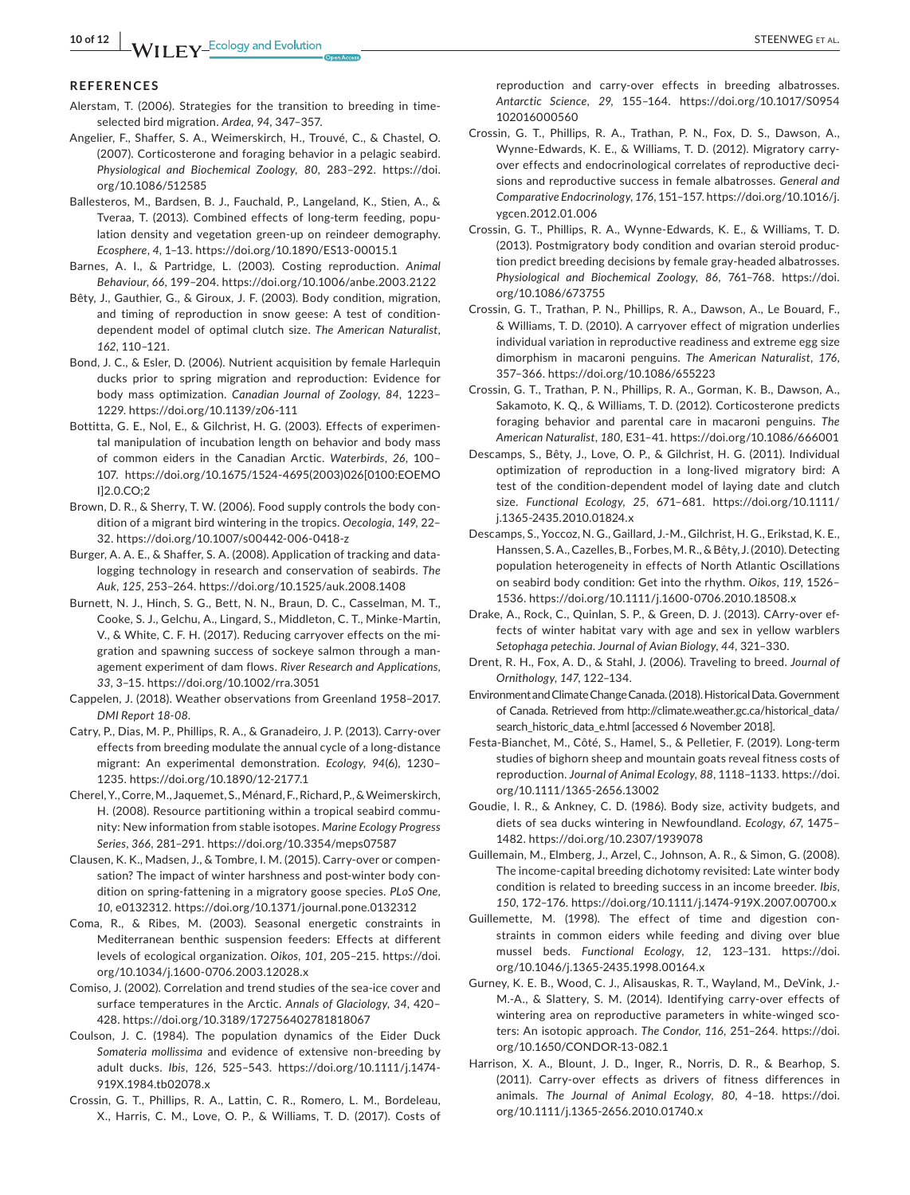## REFERENCES

Alerstam, T. (2006). Strategies for the transition to breeding in time-selected bird migration. *Ardea*, *94*, 347–357.

Angelier, F., Shaffer, S. A., Weimerskirch, H., Trouvé, C., & Chastel, O. (2007). Corticosterone and foraging behavior in a pelagic seabird. *Physiological and Biochemical Zoology*, *80*, 283–292. https://doi.org/10.1086/512585

Ballesteros, M., Bardsen, B. J., Fauchald, P., Langeland, K., Stien, A., & Tveraa, T. (2013). Combined effects of long-term feeding, population density and vegetation green-up on reindeer demography. *Ecosphere*, *4*, 1–13. https://doi.org/10.1890/ES13-00015.1

Barnes, A. I., & Partridge, L. (2003). Costing reproduction. *Animal Behaviour*, *66*, 199–204. https://doi.org/10.1006/anbe.2003.2122

Bêty, J., Gauthier, G., & Giroux, J. F. (2003). Body condition, migration, and timing of reproduction in snow geese: A test of condition-dependent model of optimal clutch size. *The American Naturalist*, *162*, 110–121.

Bond, J. C., & Esler, D. (2006). Nutrient acquisition by female Harlequin ducks prior to spring migration and reproduction: Evidence for body mass optimization. *Canadian Journal of Zoology*, *84*, 1223–1229. https://doi.org/10.1139/z06-111

Bottitta, G. E., Nol, E., & Gilchrist, H. G. (2003). Effects of experimental manipulation of incubation length on behavior and body mass of common eiders in the Canadian Arctic. *Waterbirds*, *26*, 100–107. https://doi.org/10.1675/1524-4695(2003)026[0100:EOEMOI]2.0.CO;2

Brown, D. R., & Sherry, T. W. (2006). Food supply controls the body condition of a migrant bird wintering in the tropics. *Oecologia*, *149*, 22–32. https://doi.org/10.1007/s00442-006-0418-z

Burger, A. A. E., & Shaffer, S. A. (2008). Application of tracking and data-logging technology in research and conservation of seabirds. *The Auk*, *125*, 253–264. https://doi.org/10.1525/auk.2008.1408

Burnett, N. J., Hinch, S. G., Bett, N. N., Braun, D. C., Casselman, M. T., Cooke, S. J., Gelchu, A., Lingard, S., Middleton, C. T., Minke-Martin, V., & White, C. F. H. (2017). Reducing carryover effects on the migration and spawning success of sockeye salmon through a management experiment of dam flows. *River Research and Applications*, *33*, 3–15. https://doi.org/10.1002/rra.3051

Cappelen, J. (2018). Weather observations from Greenland 1958–2017. *DMI Report 18-08*.

Catry, P., Dias, M. P., Phillips, R. A., & Granadeiro, J. P. (2013). Carry-over effects from breeding modulate the annual cycle of a long-distance migrant: An experimental demonstration. *Ecology*, *94*(6), 1230–1235. https://doi.org/10.1890/12-2177.1

Cherel, Y., Corre, M., Jaquemet, S., Ménard, F., Richard, P., & Weimerskirch, H. (2008). Resource partitioning within a tropical seabird community: New information from stable isotopes. *Marine Ecology Progress Series*, *366*, 281–291. https://doi.org/10.3354/meps07587

Clausen, K. K., Madsen, J., & Tombre, I. M. (2015). Carry-over or compensation? The impact of winter harshness and post-winter body condition on spring-fattening in a migratory goose species. *PLoS One*, *10*, e0132312. https://doi.org/10.1371/journal.pone.0132312

Coma, R., & Ribes, M. (2003). Seasonal energetic constraints in Mediterranean benthic suspension feeders: Effects at different levels of ecological organization. *Oikos*, *101*, 205–215. https://doi.org/10.1034/j.1600-0706.2003.12028.x

Comiso, J. (2002). Correlation and trend studies of the sea-ice cover and surface temperatures in the Arctic. *Annals of Glaciology*, *34*, 420–428. https://doi.org/10.3189/172756402781818067

Coulson, J. C. (1984). The population dynamics of the Eider Duck *Somateria mollissima* and evidence of extensive non-breeding by adult ducks. *Ibis*, *126*, 525–543. https://doi.org/10.1111/j.1474-919X.1984.tb02078.x

Crossin, G. T., Phillips, R. A., Lattin, C. R., Romero, L. M., Bordeleau, X., Harris, C. M., Love, O. P., & Williams, T. D. (2017). Costs of reproduction and carry-over effects in breeding albatrosses. *Antarctic Science*, *29*, 155–164. https://doi.org/10.1017/S0954102016000560

Crossin, G. T., Phillips, R. A., Trathan, P. N., Fox, D. S., Dawson, A., Wynne-Edwards, K. E., & Williams, T. D. (2012). Migratory carryover effects and endocrinological correlates of reproductive decisions and reproductive success in female albatrosses. *General and Comparative Endocrinology*, *176*, 151–157. https://doi.org/10.1016/j.ygcen.2012.01.006

Crossin, G. T., Phillips, R. A., Wynne-Edwards, K. E., & Williams, T. D. (2013). Postmigratory body condition and ovarian steroid production predict breeding decisions by female gray-headed albatrosses. *Physiological and Biochemical Zoology*, *86*, 761–768. https://doi.org/10.1086/673755

Crossin, G. T., Trathan, P. N., Phillips, R. A., Dawson, A., Le Bouard, F., & Williams, T. D. (2010). A carryover effect of migration underlies individual variation in reproductive readiness and extreme egg size dimorphism in macaroni penguins. *The American Naturalist*, *176*, 357–366. https://doi.org/10.1086/655223

Crossin, G. T., Trathan, P. N., Phillips, R. A., Gorman, K. B., Dawson, A., Sakamoto, K. Q., & Williams, T. D. (2012). Corticosterone predicts foraging behavior and parental care in macaroni penguins. *The American Naturalist*, *180*, E31–41. https://doi.org/10.1086/666001

Descamps, S., Bêty, J., Love, O. P., & Gilchrist, H. G. (2011). Individual optimization of reproduction in a long-lived migratory bird: A test of the condition-dependent model of laying date and clutch size. *Functional Ecology*, *25*, 671–681. https://doi.org/10.1111/j.1365-2435.2010.01824.x

Descamps, S., Yoccoz, N. G., Gaillard, J.-M., Gilchrist, H. G., Erikstad, K. E., Hanssen, S. A., Cazelles, B., Forbes, M. R., & Bêty, J. (2010). Detecting population heterogeneity in effects of North Atlantic Oscillations on seabird body condition: Get into the rhythm. *Oikos*, *119*, 1526–1536. https://doi.org/10.1111/j.1600-0706.2010.18508.x

Drake, A., Rock, C., Quinlan, S. P., & Green, D. J. (2013). CArry-over effects of winter habitat vary with age and sex in yellow warblers *Setophaga petechia*. *Journal of Avian Biology*, *44*, 321–330.

Drent, R. H., Fox, A. D., & Stahl, J. (2006). Traveling to breed. *Journal of Ornithology*, *147*, 122–134.

Environment and Climate Change Canada. (2018). Historical Data. Government of Canada. Retrieved from http://climate.weather.gc.ca/historical_data/search_historic_data_e.html [accessed 6 November 2018].

Festa-Bianchet, M., Côté, S., Hamel, S., & Pelletier, F. (2019). Long-term studies of bighorn sheep and mountain goats reveal fitness costs of reproduction. *Journal of Animal Ecology*, *88*, 1118–1133. https://doi.org/10.1111/1365-2656.13002

Goudie, I. R., & Ankney, C. D. (1986). Body size, activity budgets, and diets of sea ducks wintering in Newfoundland. *Ecology*, *67*, 1475–1482. https://doi.org/10.2307/1939078

Guillemain, M., Elmberg, J., Arzel, C., Johnson, A. R., & Simon, G. (2008). The income-capital breeding dichotomy revisited: Late winter body condition is related to breeding success in an income breeder. *Ibis*, *150*, 172–176. https://doi.org/10.1111/j.1474-919X.2007.00700.x

Guillemette, M. (1998). The effect of time and digestion constraints in common eiders while feeding and diving over blue mussel beds. *Functional Ecology*, *12*, 123–131. https://doi.org/10.1046/j.1365-2435.1998.00164.x

Gurney, K. E. B., Wood, C. J., Alisauskas, R. T., Wayland, M., DeVink, J.-M.-A., & Slattery, S. M. (2014). Identifying carry-over effects of wintering area on reproductive parameters in white-winged scoters: An isotopic approach. *The Condor*, *116*, 251–264. https://doi.org/10.1650/CONDOR-13-082.1

Harrison, X. A., Blount, J. D., Inger, R., Norris, D. R., & Bearhop, S. (2011). Carry-over effects as drivers of fitness differences in animals. *The Journal of Animal Ecology*, *80*, 4–18. https://doi.org/10.1111/j.1365-2656.2010.01740.x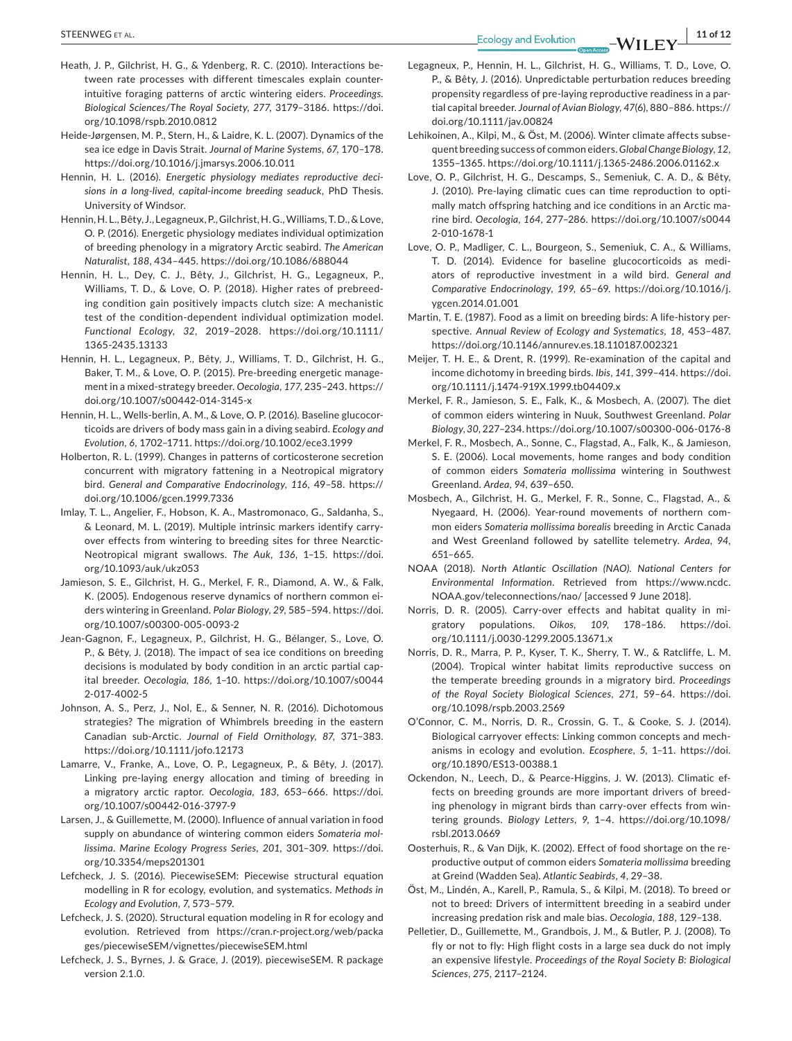Heath, J. P., Gilchrist, H. G., & Ydenberg, R. C. (2010). Interactions between rate processes with different timescales explain counterintuitive foraging patterns of arctic wintering eiders. *Proceedings. Biological Sciences/The Royal Society*, *277*, 3179–3186. https://doi.org/10.1098/rspb.2010.0812

Heide-Jørgensen, M. P., Stern, H., & Laidre, K. L. (2007). Dynamics of the sea ice edge in Davis Strait. *Journal of Marine Systems*, *67*, 170–178. https://doi.org/10.1016/j.jmarsys.2006.10.011

Hennin, H. L. (2016). *Energetic physiology mediates reproductive decisions in a long-lived, capital-income breeding seaduck*, PhD Thesis. University of Windsor.

Hennin, H. L., Bêty, J., Legagneux, P., Gilchrist, H. G., Williams, T. D., & Love, O. P. (2016). Energetic physiology mediates individual optimization of breeding phenology in a migratory Arctic seabird. *The American Naturalist*, *188*, 434–445. https://doi.org/10.1086/688044

Hennin, H. L., Dey, C. J., Bêty, J., Gilchrist, H. G., Legagneux, P., Williams, T. D., & Love, O. P. (2018). Higher rates of prebreeding condition gain positively impacts clutch size: A mechanistic test of the condition-dependent individual optimization model. *Functional Ecology*, *32*, 2019–2028. https://doi.org/10.1111/1365-2435.13133

Hennin, H. L., Legagneux, P., Bêty, J., Williams, T. D., Gilchrist, H. G., Baker, T. M., & Love, O. P. (2015). Pre-breeding energetic management in a mixed-strategy breeder. *Oecologia*, *177*, 235–243. https://doi.org/10.1007/s00442-014-3145-x

Hennin, H. L., Wells-berlin, A. M., & Love, O. P. (2016). Baseline glucocorticoids are drivers of body mass gain in a diving seabird. *Ecology and Evolution*, *6*, 1702–1711. https://doi.org/10.1002/ece3.1999

Holberton, R. L. (1999). Changes in patterns of corticosterone secretion concurrent with migratory fattening in a Neotropical migratory bird. *General and Comparative Endocrinology*, *116*, 49–58. https://doi.org/10.1006/gcen.1999.7336

Imlay, T. L., Angelier, F., Hobson, K. A., Mastromonaco, G., Saldanha, S., & Leonard, M. L. (2019). Multiple intrinsic markers identify carry-over effects from wintering to breeding sites for three Nearctic-Neotropical migrant swallows. *The Auk*, *136*, 1–15. https://doi.org/10.1093/auk/ukz053

Jamieson, S. E., Gilchrist, H. G., Merkel, F. R., Diamond, A. W., & Falk, K. (2005). Endogenous reserve dynamics of northern common eiders wintering in Greenland. *Polar Biology*, *29*, 585–594. https://doi.org/10.1007/s00300-005-0093-2

Jean-Gagnon, F., Legagneux, P., Gilchrist, H. G., Bélanger, S., Love, O. P., & Bêty, J. (2018). The impact of sea ice conditions on breeding decisions is modulated by body condition in an arctic partial capital breeder. *Oecologia*, *186*, 1–10. https://doi.org/10.1007/s00442-017-4002-5

Johnson, A. S., Perz, J., Nol, E., & Senner, N. R. (2016). Dichotomous strategies? The migration of Whimbrels breeding in the eastern Canadian sub-Arctic. *Journal of Field Ornithology*, *87*, 371–383. https://doi.org/10.1111/jofo.12173

Lamarre, V., Franke, A., Love, O. P., Legagneux, P., & Bêty, J. (2017). Linking pre-laying energy allocation and timing of breeding in a migratory arctic raptor. *Oecologia*, *183*, 653–666. https://doi.org/10.1007/s00442-016-3797-9

Larsen, J., & Guillemette, M. (2000). Influence of annual variation in food supply on abundance of wintering common eiders *Somateria mollissima*. *Marine Ecology Progress Series*, *201*, 301–309. https://doi.org/10.3354/meps201301

Lefcheck, J. S. (2016). PiecewiseSEM: Piecewise structural equation modelling in R for ecology, evolution, and systematics. *Methods in Ecology and Evolution*, *7*, 573–579.

Lefcheck, J. S. (2020). Structural equation modeling in R for ecology and evolution. Retrieved from https://cran.r-project.org/web/packages/piecewiseSEM/vignettes/piecewiseSEM.html

Lefcheck, J. S., Byrnes, J. & Grace, J. (2019). piecewiseSEM. R package version 2.1.0.

Legagneux, P., Hennin, H. L., Gilchrist, H. G., Williams, T. D., Love, O. P., & Bêty, J. (2016). Unpredictable perturbation reduces breeding propensity regardless of pre-laying reproductive readiness in a partial capital breeder. *Journal of Avian Biology*, *47*(6), 880–886. https://doi.org/10.1111/jav.00824

Lehikoinen, A., Kilpi, M., & Öst, M. (2006). Winter climate affects subsequent breeding success of common eiders. *Global Change Biology*, *12*, 1355–1365. https://doi.org/10.1111/j.1365-2486.2006.01162.x

Love, O. P., Gilchrist, H. G., Descamps, S., Semeniuk, C. A. D., & Bêty, J. (2010). Pre-laying climatic cues can time reproduction to optimally match offspring hatching and ice conditions in an Arctic marine bird. *Oecologia*, *164*, 277–286. https://doi.org/10.1007/s00442-010-1678-1

Love, O. P., Madliger, C. L., Bourgeon, S., Semeniuk, C. A., & Williams, T. D. (2014). Evidence for baseline glucocorticoids as mediators of reproductive investment in a wild bird. *General and Comparative Endocrinology*, *199*, 65–69. https://doi.org/10.1016/j.ygcen.2014.01.001

Martin, T. E. (1987). Food as a limit on breeding birds: A life-history perspective. *Annual Review of Ecology and Systematics*, *18*, 453–487. https://doi.org/10.1146/annurev.es.18.110187.002321

Meijer, T. H. E., & Drent, R. (1999). Re-examination of the capital and income dichotomy in breeding birds. *Ibis*, *141*, 399–414. https://doi.org/10.1111/j.1474-919X.1999.tb04409.x

Merkel, F. R., Jamieson, S. E., Falk, K., & Mosbech, A. (2007). The diet of common eiders wintering in Nuuk, Southwest Greenland. *Polar Biology*, *30*, 227–234. https://doi.org/10.1007/s00300-006-0176-8

Merkel, F. R., Mosbech, A., Sonne, C., Flagstad, A., Falk, K., & Jamieson, S. E. (2006). Local movements, home ranges and body condition of common eiders *Somateria mollissima* wintering in Southwest Greenland. *Ardea*, *94*, 639–650.

Mosbech, A., Gilchrist, H. G., Merkel, F. R., Sonne, C., Flagstad, A., & Nyegaard, H. (2006). Year-round movements of northern common eiders *Somateria mollissima borealis* breeding in Arctic Canada and West Greenland followed by satellite telemetry. *Ardea*, *94*, 651–665.

NOAA (2018). *North Atlantic Oscillation (NAO). National Centers for Environmental Information*. Retrieved from https://www.ncdc.NOAA.gov/teleconnections/nao/ [accessed 9 June 2018].

Norris, D. R. (2005). Carry-over effects and habitat quality in migratory populations. *Oikos*, *109*, 178–186. https://doi.org/10.1111/j.0030-1299.2005.13671.x

Norris, D. R., Marra, P. P., Kyser, T. K., Sherry, T. W., & Ratcliffe, L. M. (2004). Tropical winter habitat limits reproductive success on the temperate breeding grounds in a migratory bird. *Proceedings of the Royal Society Biological Sciences*, *271*, 59–64. https://doi.org/10.1098/rspb.2003.2569

O'Connor, C. M., Norris, D. R., Crossin, G. T., & Cooke, S. J. (2014). Biological carryover effects: Linking common concepts and mechanisms in ecology and evolution. *Ecosphere*, *5*, 1–11. https://doi.org/10.1890/ES13-00388.1

Ockendon, N., Leech, D., & Pearce-Higgins, J. W. (2013). Climatic effects on breeding grounds are more important drivers of breeding phenology in migrant birds than carry-over effects from wintering grounds. *Biology Letters*, *9*, 1–4. https://doi.org/10.1098/rsbl.2013.0669

Oosterhuis, R., & Van Dijk, K. (2002). Effect of food shortage on the reproductive output of common eiders *Somateria mollissima* breeding at Greind (Wadden Sea). *Atlantic Seabirds*, *4*, 29–38.

Öst, M., Lindén, A., Karell, P., Ramula, S., & Kilpi, M. (2018). To breed or not to breed: Drivers of intermittent breeding in a seabird under increasing predation risk and male bias. *Oecologia*, *188*, 129–138.

Pelletier, D., Guillemette, M., Grandbois, J. M., & Butler, P. J. (2008). To fly or not to fly: High flight costs in a large sea duck do not imply an expensive lifestyle. *Proceedings of the Royal Society B: Biological Sciences*, *275*, 2117–2124.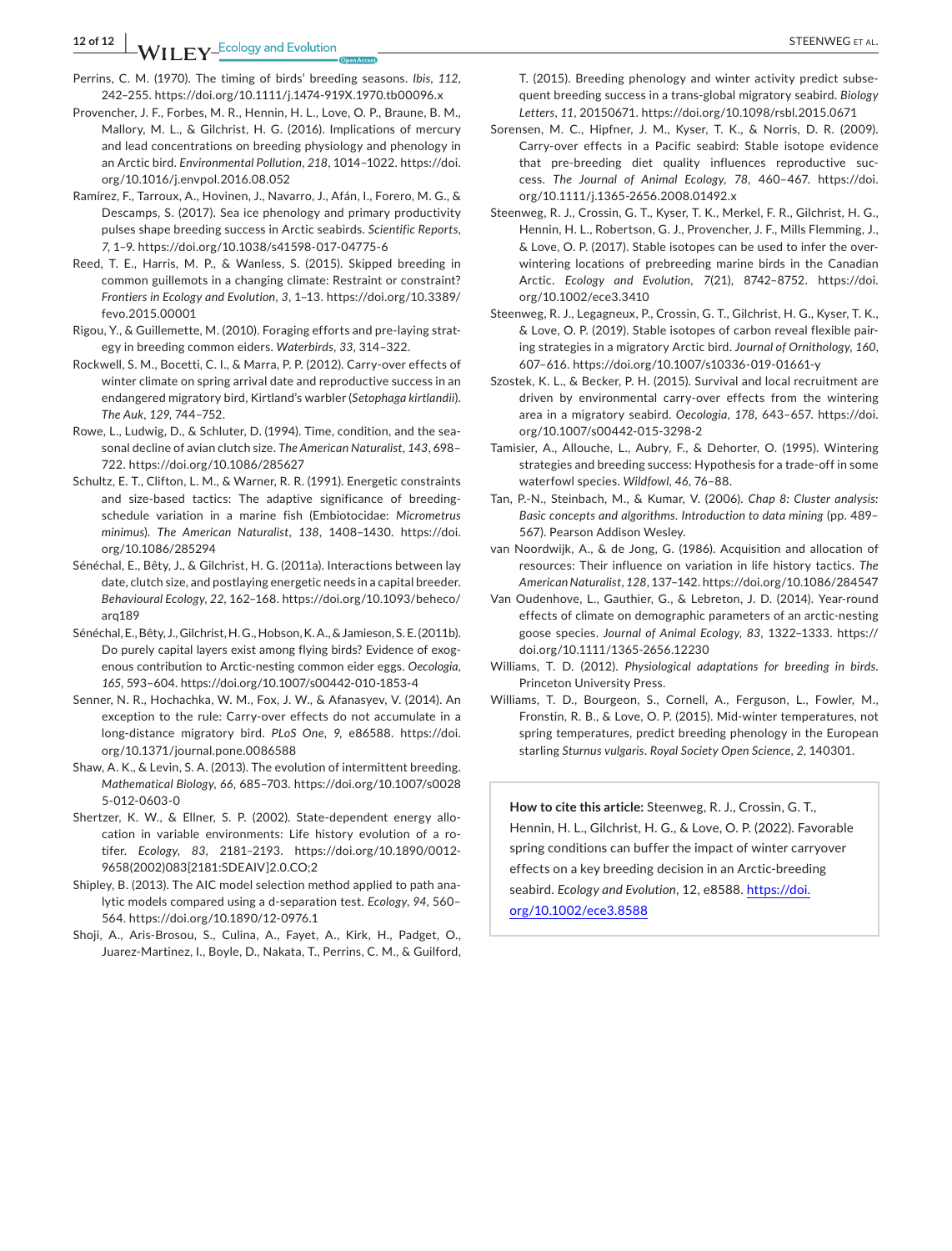Perrins, C. M. (1970). The timing of birds' breeding seasons. *Ibis*, *112*, 242–255. https://doi.org/10.1111/j.1474-919X.1970.tb00096.x

Provencher, J. F., Forbes, M. R., Hennin, H. L., Love, O. P., Braune, B. M., Mallory, M. L., & Gilchrist, H. G. (2016). Implications of mercury and lead concentrations on breeding physiology and phenology in an Arctic bird. *Environmental Pollution*, *218*, 1014–1022. https://doi.org/10.1016/j.envpol.2016.08.052

Ramírez, F., Tarroux, A., Hovinen, J., Navarro, J., Afán, I., Forero, M. G., & Descamps, S. (2017). Sea ice phenology and primary productivity pulses shape breeding success in Arctic seabirds. *Scientific Reports*, *7*, 1–9. https://doi.org/10.1038/s41598-017-04775-6

Reed, T. E., Harris, M. P., & Wanless, S. (2015). Skipped breeding in common guillemots in a changing climate: Restraint or constraint? *Frontiers in Ecology and Evolution*, *3*, 1–13. https://doi.org/10.3389/fevo.2015.00001

Rigou, Y., & Guillemette, M. (2010). Foraging efforts and pre-laying strategy in breeding common eiders. *Waterbirds*, *33*, 314–322.

Rockwell, S. M., Bocetti, C. I., & Marra, P. P. (2012). Carry-over effects of winter climate on spring arrival date and reproductive success in an endangered migratory bird, Kirtland's warbler (*Setophaga kirtlandii*). *The Auk*, *129*, 744–752.

Rowe, L., Ludwig, D., & Schluter, D. (1994). Time, condition, and the seasonal decline of avian clutch size. *The American Naturalist*, *143*, 698–722. https://doi.org/10.1086/285627

Schultz, E. T., Clifton, L. M., & Warner, R. R. (1991). Energetic constraints and size-based tactics: The adaptive significance of breeding-schedule variation in a marine fish (Embiotocidae: *Micrometrus minimus*). *The American Naturalist*, *138*, 1408–1430. https://doi.org/10.1086/285294

Sénéchal, E., Bêty, J., & Gilchrist, H. G. (2011a). Interactions between lay date, clutch size, and postlaying energetic needs in a capital breeder. *Behavioural Ecology*, *22*, 162–168. https://doi.org/10.1093/beheco/arq189

Sénéchal, E., Bêty, J., Gilchrist, H. G., Hobson, K. A., & Jamieson, S. E. (2011b). Do purely capital layers exist among flying birds? Evidence of exogenous contribution to Arctic-nesting common eider eggs. *Oecologia*, *165*, 593–604. https://doi.org/10.1007/s00442-010-1853-4

Senner, N. R., Hochachka, W. M., Fox, J. W., & Afanasyev, V. (2014). An exception to the rule: Carry-over effects do not accumulate in a long-distance migratory bird. *PLoS One*, *9*, e86588. https://doi.org/10.1371/journal.pone.0086588

Shaw, A. K., & Levin, S. A. (2013). The evolution of intermittent breeding. *Mathematical Biology*, *66*, 685–703. https://doi.org/10.1007/s00285-012-0603-0

Shertzer, K. W., & Ellner, S. P. (2002). State-dependent energy allocation in variable environments: Life history evolution of a rotifer. *Ecology*, *83*, 2181–2193. https://doi.org/10.1890/0012-9658(2002)083[2181:SDEAIV]2.0.CO;2

Shipley, B. (2013). The AIC model selection method applied to path analytic models compared using a d-separation test. *Ecology*, *94*, 560–564. https://doi.org/10.1890/12-0976.1

Shoji, A., Aris-Brosou, S., Culina, A., Fayet, A., Kirk, H., Padget, O., Juarez-Martinez, I., Boyle, D., Nakata, T., Perrins, C. M., & Guilford, T. (2015). Breeding phenology and winter activity predict subsequent breeding success in a trans-global migratory seabird. *Biology Letters*, *11*, 20150671. https://doi.org/10.1098/rsbl.2015.0671

Sorensen, M. C., Hipfner, J. M., Kyser, T. K., & Norris, D. R. (2009). Carry-over effects in a Pacific seabird: Stable isotope evidence that pre-breeding diet quality influences reproductive success. *The Journal of Animal Ecology*, *78*, 460–467. https://doi.org/10.1111/j.1365-2656.2008.01492.x

Steenweg, R. J., Crossin, G. T., Kyser, T. K., Merkel, F. R., Gilchrist, H. G., Hennin, H. L., Robertson, G. J., Provencher, J. F., Mills Flemming, J., & Love, O. P. (2017). Stable isotopes can be used to infer the overwintering locations of prebreeding marine birds in the Canadian Arctic. *Ecology and Evolution*, *7*(21), 8742–8752. https://doi.org/10.1002/ece3.3410

Steenweg, R. J., Legagneux, P., Crossin, G. T., Gilchrist, H. G., Kyser, T. K., & Love, O. P. (2019). Stable isotopes of carbon reveal flexible pairing strategies in a migratory Arctic bird. *Journal of Ornithology*, *160*, 607–616. https://doi.org/10.1007/s10336-019-01661-y

Szostek, K. L., & Becker, P. H. (2015). Survival and local recruitment are driven by environmental carry-over effects from the wintering area in a migratory seabird. *Oecologia*, *178*, 643–657. https://doi.org/10.1007/s00442-015-3298-2

Tamisier, A., Allouche, L., Aubry, F., & Dehorter, O. (1995). Wintering strategies and breeding success: Hypothesis for a trade-off in some waterfowl species. *Wildfowl*, *46*, 76–88.

Tan, P.-N., Steinbach, M., & Kumar, V. (2006). *Chap 8: Cluster analysis: Basic concepts and algorithms. Introduction to data mining* (pp. 489–567). Pearson Addison Wesley.

van Noordwijk, A., & de Jong, G. (1986). Acquisition and allocation of resources: Their influence on variation in life history tactics. *The American Naturalist*, *128*, 137–142. https://doi.org/10.1086/284547

Van Oudenhove, L., Gauthier, G., & Lebreton, J. D. (2014). Year-round effects of climate on demographic parameters of an arctic-nesting goose species. *Journal of Animal Ecology*, *83*, 1322–1333. https://doi.org/10.1111/1365-2656.12230

Williams, T. D. (2012). *Physiological adaptations for breeding in birds*. Princeton University Press.

Williams, T. D., Bourgeon, S., Cornell, A., Ferguson, L., Fowler, M., Fronstin, R. B., & Love, O. P. (2015). Mid-winter temperatures, not spring temperatures, predict breeding phenology in the European starling *Sturnus vulgaris*. *Royal Society Open Science*, *2*, 140301.

**How to cite this article:** Steenweg, R. J., Crossin, G. T., Hennin, H. L., Gilchrist, H. G., & Love, O. P. (2022). Favorable spring conditions can buffer the impact of winter carryover effects on a key breeding decision in an Arctic-breeding seabird. *Ecology and Evolution*, 12, e8588. https://doi.org/10.1002/ece3.8588